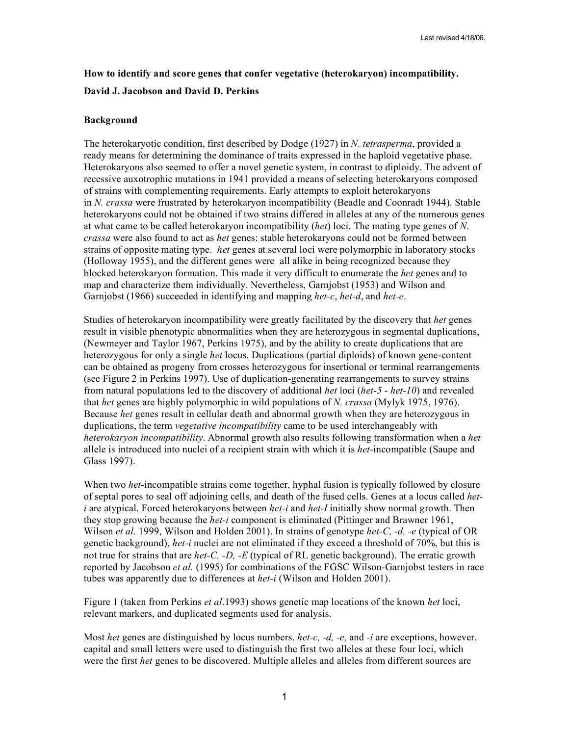**How to identify and score genes that confer vegetative (heterokaryon) incompatibility.**

**David J. Jacobson and David D. Perkins**

**Background**

The heterokaryotic condition, first described by Dodge (1927) in *N. tetrasperma*, provided a ready means for determining the dominance of traits expressed in the haploid vegetative phase. Heterokaryons also seemed to offer a novel genetic system, in contrast to diploidy. The advent of recessive auxotrophic mutations in 1941 provided a means of selecting heterokaryons composed of strains with complementing requirements. Early attempts to exploit heterokaryons in *N. crassa* were frustrated by heterokaryon incompatibility (Beadle and Coonradt 1944). Stable heterokaryons could not be obtained if two strains differed in alleles at any of the numerous genes at what came to be called heterokaryon incompatibility (*het*) loci. The mating type genes of *N. crassa* were also found to act as *het* genes: stable heterokaryons could not be formed between strains of opposite mating type. *het* genes at several loci were polymorphic in laboratory stocks (Holloway 1955), and the different genes were all alike in being recognized because they blocked heterokaryon formation. This made it very difficult to enumerate the *het* genes and to map and characterize them individually. Nevertheless, Garnjobst (1953) and Wilson and Garnjobst (1966) succeeded in identifying and mapping *het-c*, *het-d*, and *het-e*.

Studies of heterokaryon incompatibility were greatly facilitated by the discovery that *het* genes result in visible phenotypic abnormalities when they are heterozygous in segmental duplications, (Newmeyer and Taylor 1967, Perkins 1975), and by the ability to create duplications that are heterozygous for only a single *het* locus. Duplications (partial diploids) of known gene-content can be obtained as progeny from crosses heterozygous for insertional or terminal rearrangements (see Figure 2 in Perkins 1997). Use of duplication-generating rearrangements to survey strains from natural populations led to the discovery of additional *het* loci (*het-5* - *het-10*) and revealed that *het* genes are highly polymorphic in wild populations of *N. crassa* (Mylyk 1975, 1976). Because *het* genes result in cellular death and abnormal growth when they are heterozygous in duplications, the term *vegetative incompatibility* came to be used interchangeably with *heterokaryon incompatibility*. Abnormal growth also results following transformation when a *het* allele is introduced into nuclei of a recipient strain with which it is *het*-incompatible (Saupe and Glass 1997).

When two *het*-incompatible strains come together, hyphal fusion is typically followed by closure of septal pores to seal off adjoining cells, and death of the fused cells. Genes at a locus called *het-i* are atypical. Forced heterokaryons between *het-i* and *het-I* initially show normal growth. Then they stop growing because the *het-i* component is eliminated (Pittinger and Brawner 1961, Wilson *et al.* 1999, Wilson and Holden 2001). In strains of genotype *het-C, -d, -e* (typical of OR genetic background), *het-i* nuclei are not eliminated if they exceed a threshold of 70%, but this is not true for strains that are *het-C, -D, -E* (typical of RL genetic background). The erratic growth reported by Jacobson *et al.* (1995) for combinations of the FGSC Wilson-Garnjobst testers in race tubes was apparently due to differences at *het-i* (Wilson and Holden 2001).

Figure 1 (taken from Perkins *et al*.1993) shows genetic map locations of the known *het* loci, relevant markers, and duplicated segments used for analysis.

Most *het* genes are distinguished by locus numbers. *het-c, -d, -e,* and *-i* are exceptions, however. capital and small letters were used to distinguish the first two alleles at these four loci, which were the first *het* genes to be discovered. Multiple alleles and alleles from different sources are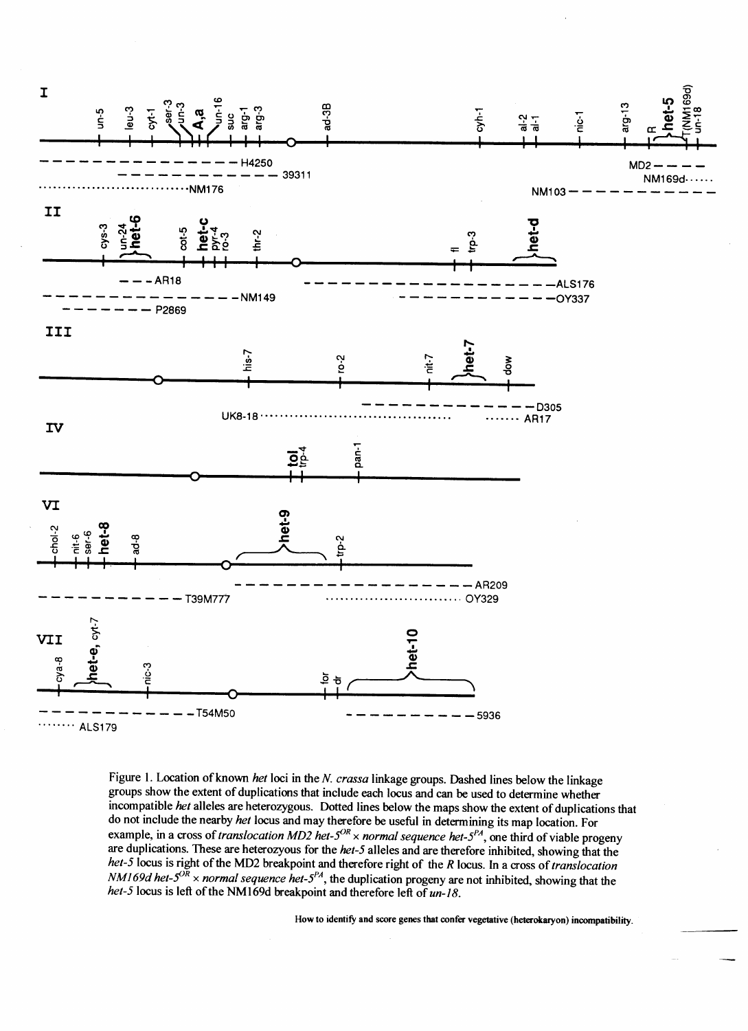Figure 1. Location of known *het* loci in the *N. crassa* linkage groups. Dashed lines below the linkage groups show the extent of duplications that include each locus and can be used to determine whether incompatible *het* alleles are heterozygous. Dotted lines below the maps show the extent of duplications that do not include the nearby *het* locus and may therefore be useful in determining its map location. For example, in a cross of *translocation MD2 het-*$5^{OR}$ × *normal sequence het-*$5^{PA}$, one third of viable progeny are duplications. These are heterozyous for the *het-5* alleles and are therefore inhibited, showing that the *het-5* locus is right of the MD2 breakpoint and therefore right of the *R* locus. In a cross of *translocation NM169d het-*$5^{OR}$ × *normal sequence het-*$5^{PA}$, the duplication progeny are not inhibited, showing that the *het-5* locus is left of the NM169d breakpoint and therefore left of *un-18*.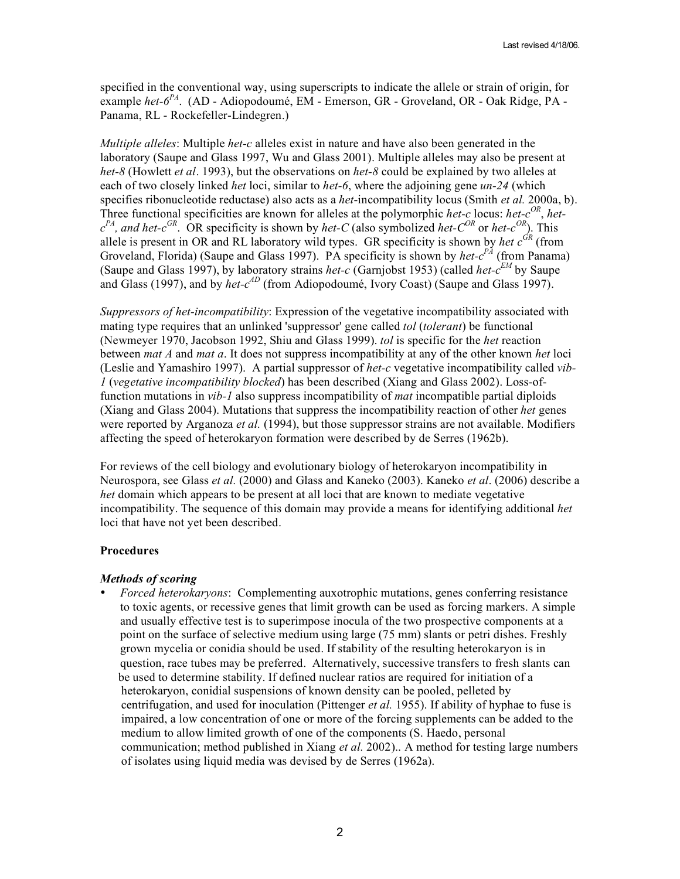specified in the conventional way, using superscripts to indicate the allele or strain of origin, for example *het-6*$^{PA}$. (AD - Adiopodoumé, EM - Emerson, GR - Groveland, OR - Oak Ridge, PA - Panama, RL - Rockefeller-Lindegren.)

*Multiple alleles*: Multiple *het-c* alleles exist in nature and have also been generated in the laboratory (Saupe and Glass 1997, Wu and Glass 2001). Multiple alleles may also be present at *het-8* (Howlett *et al*. 1993), but the observations on *het-8* could be explained by two alleles at each of two closely linked *het* loci, similar to *het-6*, where the adjoining gene *un-24* (which specifies ribonucleotide reductase) also acts as a *het*-incompatibility locus (Smith *et al.* 2000a, b). Three functional specificities are known for alleles at the polymorphic *het-c* locus: *het-c*$^{OR}$, *het-c*$^{PA}$, and *het-c*$^{GR}$. OR specificity is shown by *het-C* (also symbolized *het-C*$^{OR}$ or *het-c*$^{OR}$). This allele is present in OR and RL laboratory wild types. GR specificity is shown by *het c*$^{GR}$ (from Groveland, Florida) (Saupe and Glass 1997). PA specificity is shown by *het-c*$^{PA}$ (from Panama) (Saupe and Glass 1997), by laboratory strains *het-c* (Garnjobst 1953) (called *het-c*$^{EM}$ by Saupe and Glass (1997), and by *het-c*$^{AD}$ (from Adiopodoumé, Ivory Coast) (Saupe and Glass 1997).

*Suppressors of het-incompatibility*: Expression of the vegetative incompatibility associated with mating type requires that an unlinked 'suppressor' gene called *tol* (*tolerant*) be functional (Newmeyer 1970, Jacobson 1992, Shiu and Glass 1999). *tol* is specific for the *het* reaction between *mat A* and *mat a*. It does not suppress incompatibility at any of the other known *het* loci (Leslie and Yamashiro 1997). A partial suppressor of *het-c* vegetative incompatibility called *vib-1* (*vegetative incompatibility blocked*) has been described (Xiang and Glass 2002). Loss-of-function mutations in *vib-1* also suppress incompatibility of *mat* incompatible partial diploids (Xiang and Glass 2004). Mutations that suppress the incompatibility reaction of other *het* genes were reported by Arganoza *et al.* (1994), but those suppressor strains are not available. Modifiers affecting the speed of heterokaryon formation were described by de Serres (1962b).

For reviews of the cell biology and evolutionary biology of heterokaryon incompatibility in Neurospora, see Glass *et al.* (2000) and Glass and Kaneko (2003). Kaneko *et al*. (2006) describe a *het* domain which appears to be present at all loci that are known to mediate vegetative incompatibility. The sequence of this domain may provide a means for identifying additional *het* loci that have not yet been described.

**Procedures**

***Methods of scoring***

- *Forced heterokaryons*: Complementing auxotrophic mutations, genes conferring resistance to toxic agents, or recessive genes that limit growth can be used as forcing markers. A simple and usually effective test is to superimpose inocula of the two prospective components at a point on the surface of selective medium using large (75 mm) slants or petri dishes. Freshly grown mycelia or conidia should be used. If stability of the resulting heterokaryon is in question, race tubes may be preferred. Alternatively, successive transfers to fresh slants can be used to determine stability. If defined nuclear ratios are required for initiation of a heterokaryon, conidial suspensions of known density can be pooled, pelleted by centrifugation, and used for inoculation (Pittenger *et al.* 1955). If ability of hyphae to fuse is impaired, a low concentration of one or more of the forcing supplements can be added to the medium to allow limited growth of one of the components (S. Haedo, personal communication; method published in Xiang *et al.* 2002).. A method for testing large numbers of isolates using liquid media was devised by de Serres (1962a).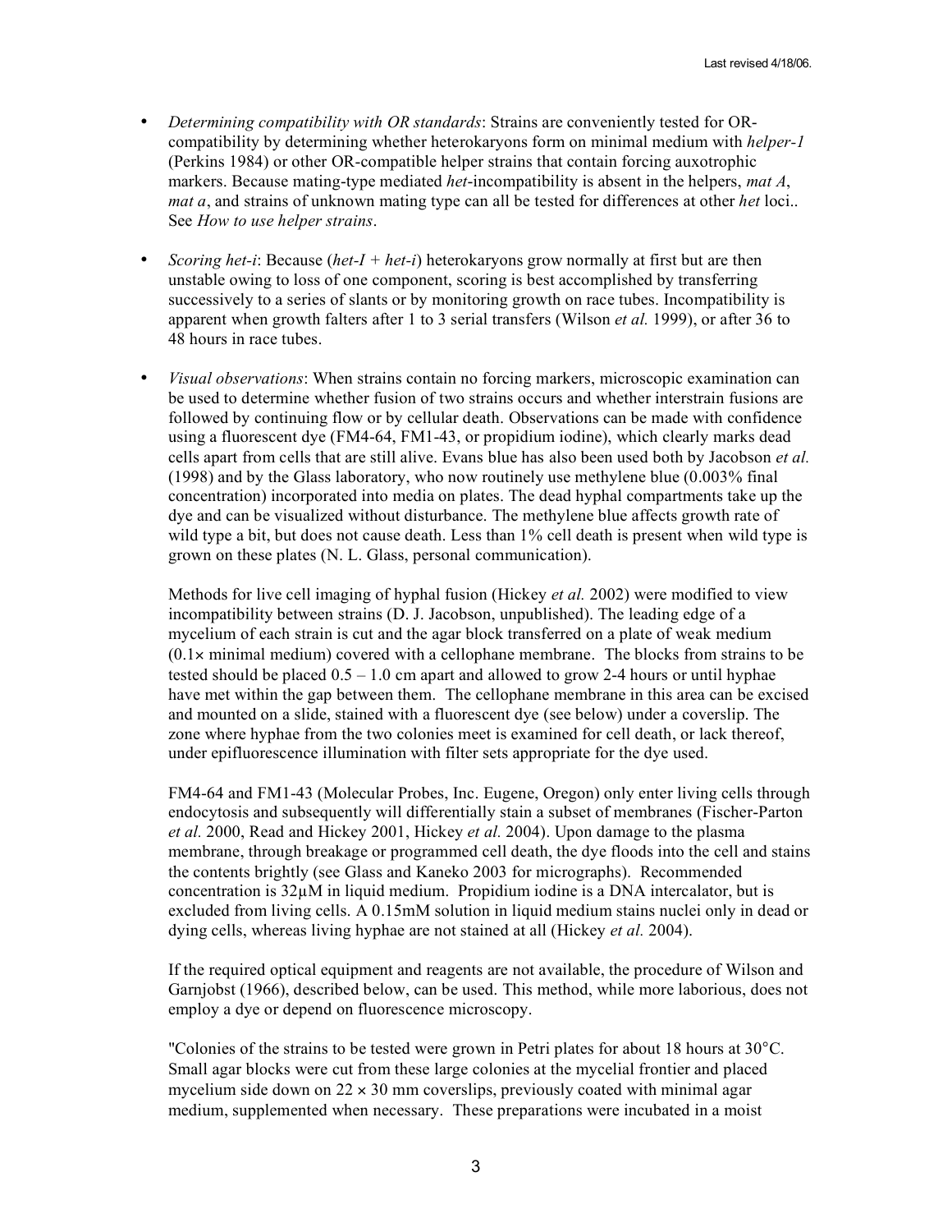- *Determining compatibility with OR standards*: Strains are conveniently tested for OR-compatibility by determining whether heterokaryons form on minimal medium with *helper-1* (Perkins 1984) or other OR-compatible helper strains that contain forcing auxotrophic markers. Because mating-type mediated *het*-incompatibility is absent in the helpers, *mat A*, *mat a*, and strains of unknown mating type can all be tested for differences at other *het* loci.. See *How to use helper strains*.

- *Scoring het-i*: Because (*het-I* + *het-i*) heterokaryons grow normally at first but are then unstable owing to loss of one component, scoring is best accomplished by transferring successively to a series of slants or by monitoring growth on race tubes. Incompatibility is apparent when growth falters after 1 to 3 serial transfers (Wilson *et al.* 1999), or after 36 to 48 hours in race tubes.

- *Visual observations*: When strains contain no forcing markers, microscopic examination can be used to determine whether fusion of two strains occurs and whether interstrain fusions are followed by continuing flow or by cellular death. Observations can be made with confidence using a fluorescent dye (FM4-64, FM1-43, or propidium iodine), which clearly marks dead cells apart from cells that are still alive. Evans blue has also been used both by Jacobson *et al.* (1998) and by the Glass laboratory, who now routinely use methylene blue (0.003% final concentration) incorporated into media on plates. The dead hyphal compartments take up the dye and can be visualized without disturbance. The methylene blue affects growth rate of wild type a bit, but does not cause death. Less than 1% cell death is present when wild type is grown on these plates (N. L. Glass, personal communication).

  Methods for live cell imaging of hyphal fusion (Hickey *et al.* 2002) were modified to view incompatibility between strains (D. J. Jacobson, unpublished). The leading edge of a mycelium of each strain is cut and the agar block transferred on a plate of weak medium (0.1× minimal medium) covered with a cellophane membrane. The blocks from strains to be tested should be placed 0.5 – 1.0 cm apart and allowed to grow 2-4 hours or until hyphae have met within the gap between them. The cellophane membrane in this area can be excised and mounted on a slide, stained with a fluorescent dye (see below) under a coverslip. The zone where hyphae from the two colonies meet is examined for cell death, or lack thereof, under epifluorescence illumination with filter sets appropriate for the dye used.

  FM4-64 and FM1-43 (Molecular Probes, Inc. Eugene, Oregon) only enter living cells through endocytosis and subsequently will differentially stain a subset of membranes (Fischer-Parton *et al.* 2000, Read and Hickey 2001, Hickey *et al.* 2004). Upon damage to the plasma membrane, through breakage or programmed cell death, the dye floods into the cell and stains the contents brightly (see Glass and Kaneko 2003 for micrographs). Recommended concentration is 32µM in liquid medium. Propidium iodine is a DNA intercalator, but is excluded from living cells. A 0.15mM solution in liquid medium stains nuclei only in dead or dying cells, whereas living hyphae are not stained at all (Hickey *et al.* 2004).

  If the required optical equipment and reagents are not available, the procedure of Wilson and Garnjobst (1966), described below, can be used. This method, while more laborious, does not employ a dye or depend on fluorescence microscopy.

  "Colonies of the strains to be tested were grown in Petri plates for about 18 hours at 30°C. Small agar blocks were cut from these large colonies at the mycelial frontier and placed mycelium side down on 22 × 30 mm coverslips, previously coated with minimal agar medium, supplemented when necessary. These preparations were incubated in a moist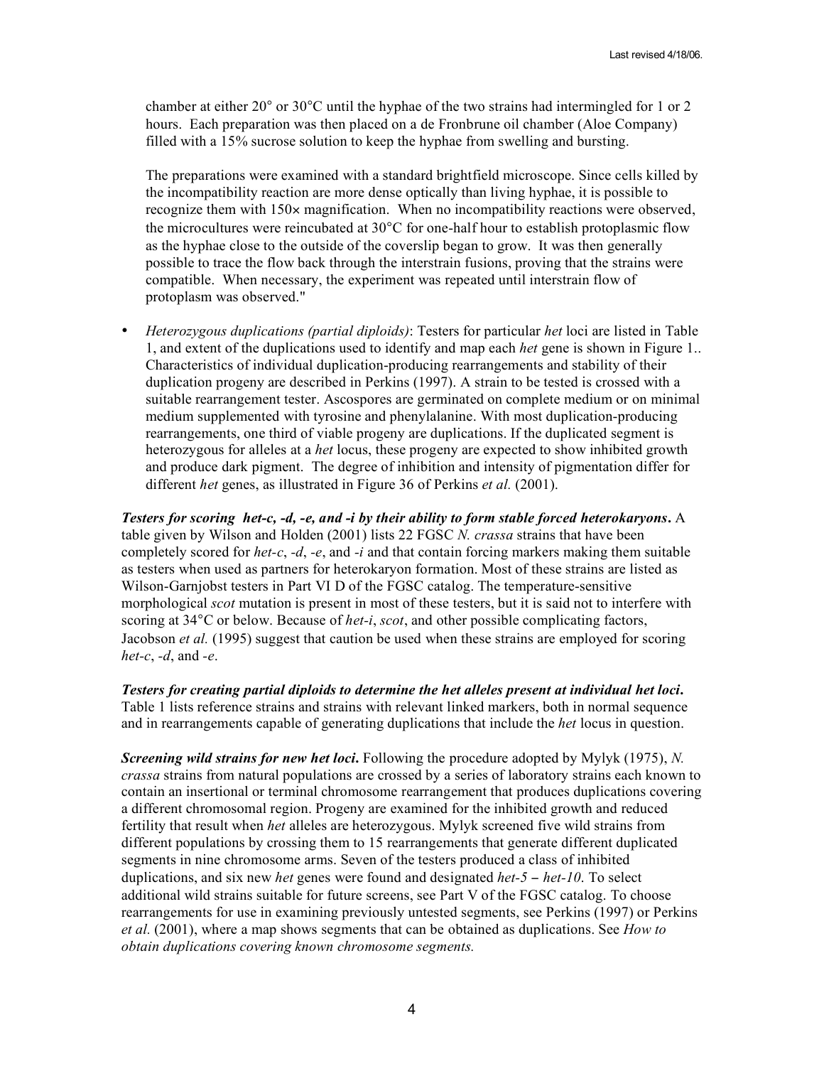chamber at either 20° or 30°C until the hyphae of the two strains had intermingled for 1 or 2 hours. Each preparation was then placed on a de Fronbrune oil chamber (Aloe Company) filled with a 15% sucrose solution to keep the hyphae from swelling and bursting.

The preparations were examined with a standard brightfield microscope. Since cells killed by the incompatibility reaction are more dense optically than living hyphae, it is possible to recognize them with 150× magnification. When no incompatibility reactions were observed, the microcultures were reincubated at 30°C for one-half hour to establish protoplasmic flow as the hyphae close to the outside of the coverslip began to grow. It was then generally possible to trace the flow back through the interstrain fusions, proving that the strains were compatible. When necessary, the experiment was repeated until interstrain flow of protoplasm was observed."

- *Heterozygous duplications (partial diploids)*: Testers for particular *het* loci are listed in Table 1, and extent of the duplications used to identify and map each *het* gene is shown in Figure 1.. Characteristics of individual duplication-producing rearrangements and stability of their duplication progeny are described in Perkins (1997). A strain to be tested is crossed with a suitable rearrangement tester. Ascospores are germinated on complete medium or on minimal medium supplemented with tyrosine and phenylalanine. With most duplication-producing rearrangements, one third of viable progeny are duplications. If the duplicated segment is heterozygous for alleles at a *het* locus, these progeny are expected to show inhibited growth and produce dark pigment. The degree of inhibition and intensity of pigmentation differ for different *het* genes, as illustrated in Figure 36 of Perkins *et al.* (2001).

***Testers for scoring het-c, -d, -e, and -i by their ability to form stable forced heterokaryons.*** A table given by Wilson and Holden (2001) lists 22 FGSC *N. crassa* strains that have been completely scored for *het-c*, *-d*, *-e*, and *-i* and that contain forcing markers making them suitable as testers when used as partners for heterokaryon formation. Most of these strains are listed as Wilson-Garnjobst testers in Part VI D of the FGSC catalog. The temperature-sensitive morphological *scot* mutation is present in most of these testers, but it is said not to interfere with scoring at 34°C or below. Because of *het-i*, *scot*, and other possible complicating factors, Jacobson *et al.* (1995) suggest that caution be used when these strains are employed for scoring *het-c*, *-d*, and *-e*.

***Testers for creating partial diploids to determine the het alleles present at individual het loci.*** Table 1 lists reference strains and strains with relevant linked markers, both in normal sequence and in rearrangements capable of generating duplications that include the *het* locus in question.

***Screening wild strains for new het loci.*** Following the procedure adopted by Mylyk (1975), *N. crassa* strains from natural populations are crossed by a series of laboratory strains each known to contain an insertional or terminal chromosome rearrangement that produces duplications covering a different chromosomal region. Progeny are examined for the inhibited growth and reduced fertility that result when *het* alleles are heterozygous. Mylyk screened five wild strains from different populations by crossing them to 15 rearrangements that generate different duplicated segments in nine chromosome arms. Seven of the testers produced a class of inhibited duplications, and six new *het* genes were found and designated *het-5* – *het-10*. To select additional wild strains suitable for future screens, see Part V of the FGSC catalog. To choose rearrangements for use in examining previously untested segments, see Perkins (1997) or Perkins *et al.* (2001), where a map shows segments that can be obtained as duplications. See *How to obtain duplications covering known chromosome segments.*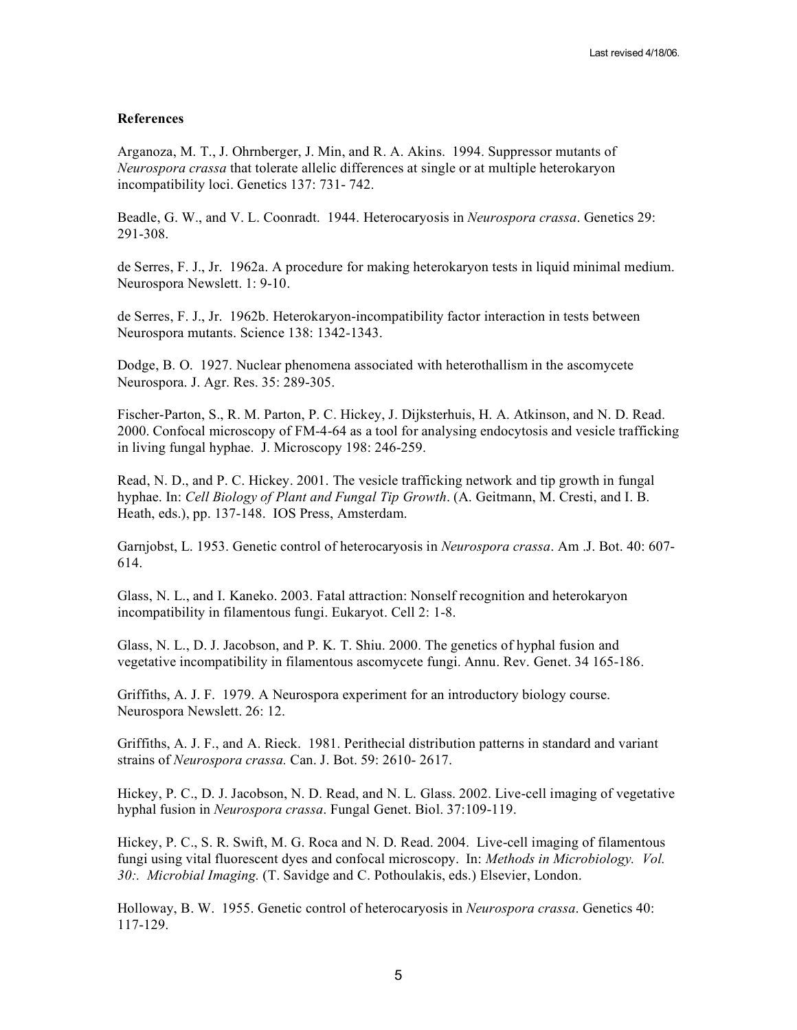**References**

Arganoza, M. T., J. Ohrnberger, J. Min, and R. A. Akins. 1994. Suppressor mutants of *Neurospora crassa* that tolerate allelic differences at single or at multiple heterokaryon incompatibility loci. Genetics 137: 731- 742.

Beadle, G. W., and V. L. Coonradt. 1944. Heterocaryosis in *Neurospora crassa*. Genetics 29: 291-308.

de Serres, F. J., Jr. 1962a. A procedure for making heterokaryon tests in liquid minimal medium. Neurospora Newslett. 1: 9-10.

de Serres, F. J., Jr. 1962b. Heterokaryon-incompatibility factor interaction in tests between Neurospora mutants. Science 138: 1342-1343.

Dodge, B. O. 1927. Nuclear phenomena associated with heterothallism in the ascomycete Neurospora. J. Agr. Res. 35: 289-305.

Fischer-Parton, S., R. M. Parton, P. C. Hickey, J. Dijksterhuis, H. A. Atkinson, and N. D. Read. 2000. Confocal microscopy of FM-4-64 as a tool for analysing endocytosis and vesicle trafficking in living fungal hyphae. J. Microscopy 198: 246-259.

Read, N. D., and P. C. Hickey. 2001. The vesicle trafficking network and tip growth in fungal hyphae. In: *Cell Biology of Plant and Fungal Tip Growth*. (A. Geitmann, M. Cresti, and I. B. Heath, eds.), pp. 137-148. IOS Press, Amsterdam.

Garnjobst, L. 1953. Genetic control of heterocaryosis in *Neurospora crassa*. Am .J. Bot. 40: 607-614.

Glass, N. L., and I. Kaneko. 2003. Fatal attraction: Nonself recognition and heterokaryon incompatibility in filamentous fungi. Eukaryot. Cell 2: 1-8.

Glass, N. L., D. J. Jacobson, and P. K. T. Shiu. 2000. The genetics of hyphal fusion and vegetative incompatibility in filamentous ascomycete fungi. Annu. Rev. Genet. 34 165-186.

Griffiths, A. J. F. 1979. A Neurospora experiment for an introductory biology course. Neurospora Newslett. 26: 12.

Griffiths, A. J. F., and A. Rieck. 1981. Perithecial distribution patterns in standard and variant strains of *Neurospora crassa.* Can. J. Bot. 59: 2610- 2617.

Hickey, P. C., D. J. Jacobson, N. D. Read, and N. L. Glass. 2002. Live-cell imaging of vegetative hyphal fusion in *Neurospora crassa*. Fungal Genet. Biol. 37:109-119.

Hickey, P. C., S. R. Swift, M. G. Roca and N. D. Read. 2004. Live-cell imaging of filamentous fungi using vital fluorescent dyes and confocal microscopy. In: *Methods in Microbiology. Vol. 30:. Microbial Imaging.* (T. Savidge and C. Pothoulakis, eds.) Elsevier, London.

Holloway, B. W. 1955. Genetic control of heterocaryosis in *Neurospora crassa*. Genetics 40: 117-129.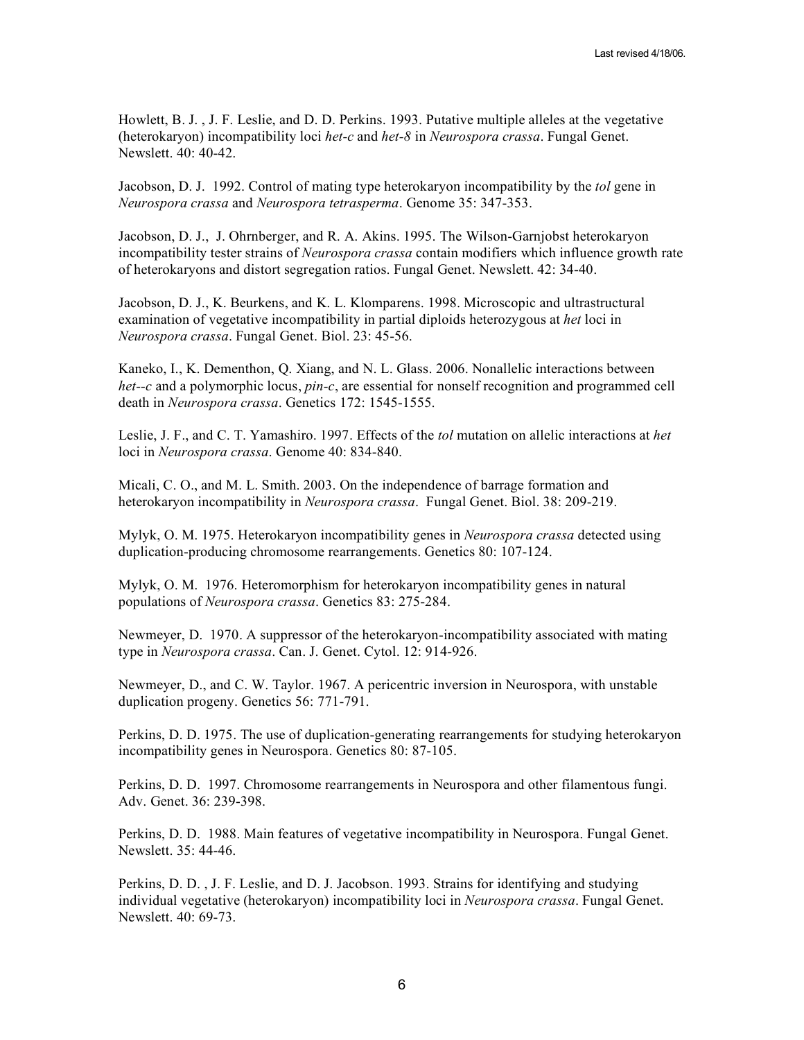Howlett, B. J. , J. F. Leslie, and D. D. Perkins. 1993. Putative multiple alleles at the vegetative (heterokaryon) incompatibility loci *het-c* and *het-8* in *Neurospora crassa*. Fungal Genet. Newslett. 40: 40-42.

Jacobson, D. J. 1992. Control of mating type heterokaryon incompatibility by the *tol* gene in *Neurospora crassa* and *Neurospora tetrasperma*. Genome 35: 347-353.

Jacobson, D. J., J. Ohrnberger, and R. A. Akins. 1995. The Wilson-Garnjobst heterokaryon incompatibility tester strains of *Neurospora crassa* contain modifiers which influence growth rate of heterokaryons and distort segregation ratios. Fungal Genet. Newslett. 42: 34-40.

Jacobson, D. J., K. Beurkens, and K. L. Klomparens. 1998. Microscopic and ultrastructural examination of vegetative incompatibility in partial diploids heterozygous at *het* loci in *Neurospora crassa*. Fungal Genet. Biol. 23: 45-56.

Kaneko, I., K. Dementhon, Q. Xiang, and N. L. Glass. 2006. Nonallelic interactions between *het--c* and a polymorphic locus, *pin-c*, are essential for nonself recognition and programmed cell death in *Neurospora crassa*. Genetics 172: 1545-1555.

Leslie, J. F., and C. T. Yamashiro. 1997. Effects of the *tol* mutation on allelic interactions at *het* loci in *Neurospora crassa*. Genome 40: 834-840.

Micali, C. O., and M. L. Smith. 2003. On the independence of barrage formation and heterokaryon incompatibility in *Neurospora crassa*. Fungal Genet. Biol. 38: 209-219.

Mylyk, O. M. 1975. Heterokaryon incompatibility genes in *Neurospora crassa* detected using duplication-producing chromosome rearrangements. Genetics 80: 107-124.

Mylyk, O. M. 1976. Heteromorphism for heterokaryon incompatibility genes in natural populations of *Neurospora crassa*. Genetics 83: 275-284.

Newmeyer, D. 1970. A suppressor of the heterokaryon-incompatibility associated with mating type in *Neurospora crassa*. Can. J. Genet. Cytol. 12: 914-926.

Newmeyer, D., and C. W. Taylor. 1967. A pericentric inversion in Neurospora, with unstable duplication progeny. Genetics 56: 771-791.

Perkins, D. D. 1975. The use of duplication-generating rearrangements for studying heterokaryon incompatibility genes in Neurospora. Genetics 80: 87-105.

Perkins, D. D. 1997. Chromosome rearrangements in Neurospora and other filamentous fungi. Adv. Genet. 36: 239-398.

Perkins, D. D. 1988. Main features of vegetative incompatibility in Neurospora. Fungal Genet. Newslett. 35: 44-46.

Perkins, D. D. , J. F. Leslie, and D. J. Jacobson. 1993. Strains for identifying and studying individual vegetative (heterokaryon) incompatibility loci in *Neurospora crassa*. Fungal Genet. Newslett. 40: 69-73.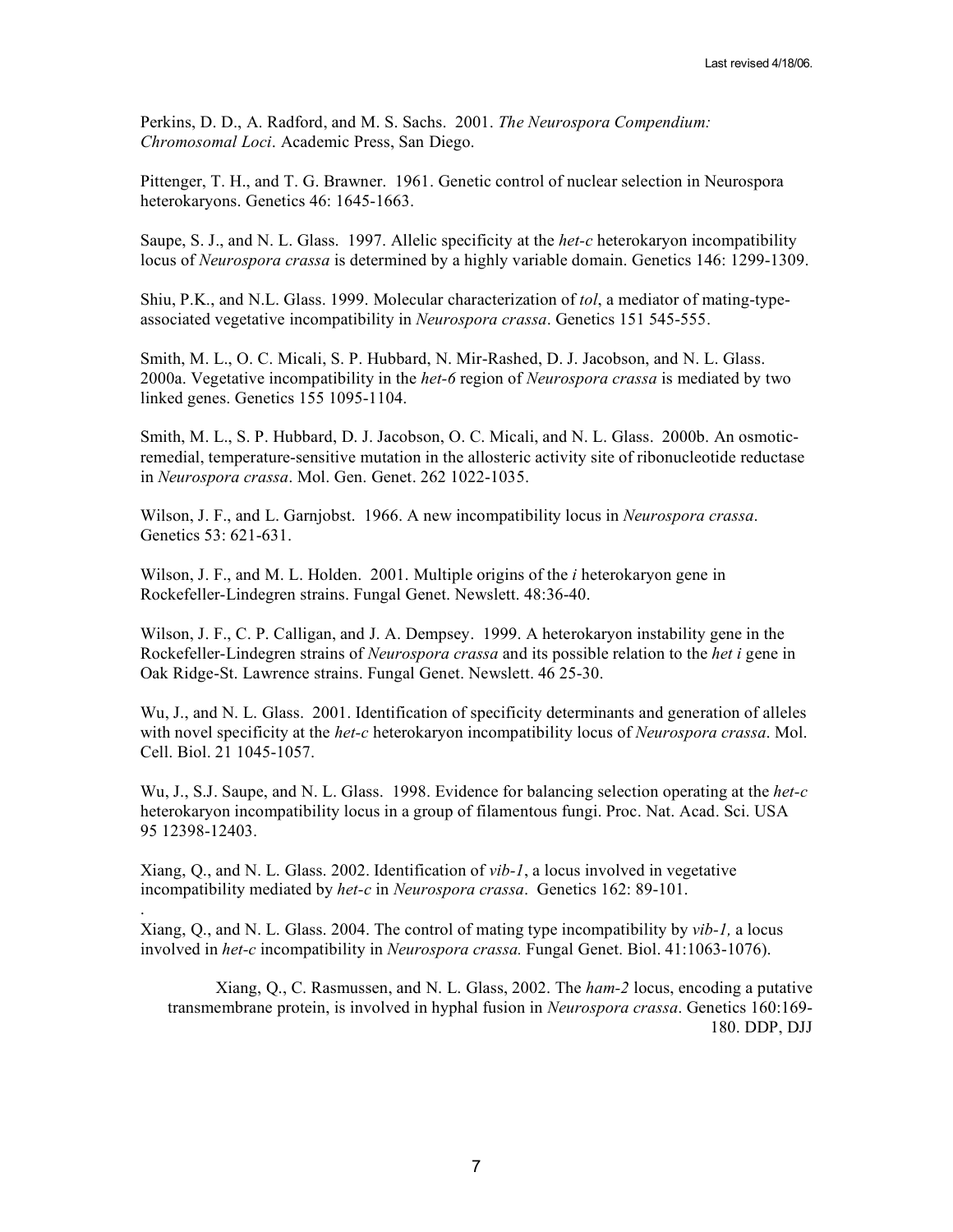Perkins, D. D., A. Radford, and M. S. Sachs. 2001. *The Neurospora Compendium: Chromosomal Loci*. Academic Press, San Diego.

Pittenger, T. H., and T. G. Brawner. 1961. Genetic control of nuclear selection in Neurospora heterokaryons. Genetics 46: 1645-1663.

Saupe, S. J., and N. L. Glass. 1997. Allelic specificity at the *het-c* heterokaryon incompatibility locus of *Neurospora crassa* is determined by a highly variable domain. Genetics 146: 1299-1309.

Shiu, P.K., and N.L. Glass. 1999. Molecular characterization of *tol*, a mediator of mating-type-associated vegetative incompatibility in *Neurospora crassa*. Genetics 151 545-555.

Smith, M. L., O. C. Micali, S. P. Hubbard, N. Mir-Rashed, D. J. Jacobson, and N. L. Glass. 2000a. Vegetative incompatibility in the *het-6* region of *Neurospora crassa* is mediated by two linked genes. Genetics 155 1095-1104.

Smith, M. L., S. P. Hubbard, D. J. Jacobson, O. C. Micali, and N. L. Glass. 2000b. An osmotic-remedial, temperature-sensitive mutation in the allosteric activity site of ribonucleotide reductase in *Neurospora crassa*. Mol. Gen. Genet. 262 1022-1035.

Wilson, J. F., and L. Garnjobst. 1966. A new incompatibility locus in *Neurospora crassa*. Genetics 53: 621-631.

Wilson, J. F., and M. L. Holden. 2001. Multiple origins of the *i* heterokaryon gene in Rockefeller-Lindegren strains. Fungal Genet. Newslett. 48:36-40.

Wilson, J. F., C. P. Calligan, and J. A. Dempsey. 1999. A heterokaryon instability gene in the Rockefeller-Lindegren strains of *Neurospora crassa* and its possible relation to the *het i* gene in Oak Ridge-St. Lawrence strains. Fungal Genet. Newslett. 46 25-30.

Wu, J., and N. L. Glass. 2001. Identification of specificity determinants and generation of alleles with novel specificity at the *het-c* heterokaryon incompatibility locus of *Neurospora crassa*. Mol. Cell. Biol. 21 1045-1057.

Wu, J., S.J. Saupe, and N. L. Glass. 1998. Evidence for balancing selection operating at the *het-c* heterokaryon incompatibility locus in a group of filamentous fungi. Proc. Nat. Acad. Sci. USA 95 12398-12403.

Xiang, Q., and N. L. Glass. 2002. Identification of *vib-1*, a locus involved in vegetative incompatibility mediated by *het-c* in *Neurospora crassa*. Genetics 162: 89-101.

Xiang, Q., and N. L. Glass. 2004. The control of mating type incompatibility by *vib-1,* a locus involved in *het-c* incompatibility in *Neurospora crassa.* Fungal Genet. Biol. 41:1063-1076).

Xiang, Q., C. Rasmussen, and N. L. Glass, 2002. The *ham-2* locus, encoding a putative transmembrane protein, is involved in hyphal fusion in *Neurospora crassa*. Genetics 160:169-180. DDP, DJJ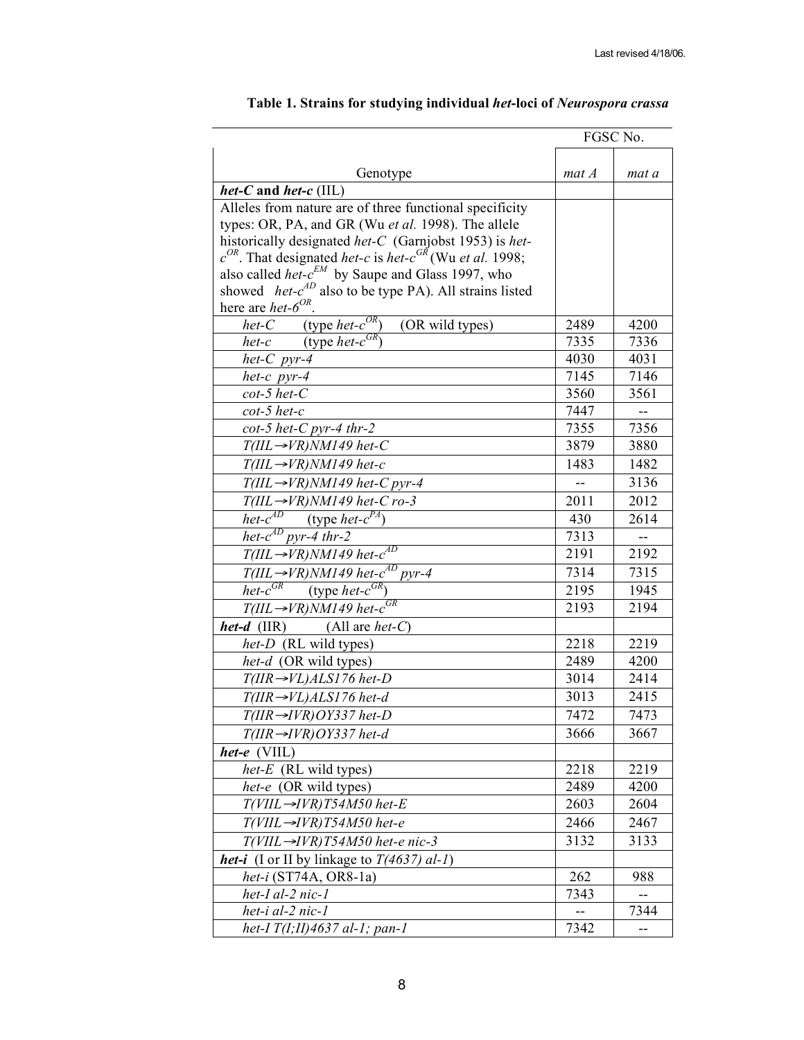Last revised 4/18/06.

**Table 1. Strains for studying individual *het*-loci of *Neurospora crassa***

| Genotype | FGSC No. *mat A* | FGSC No. *mat a* |
|---|---|---|
| ***het-C* and *het-c*** (IIL) | | |
| Alleles from nature are of three functional specificity types: OR, PA, and GR (Wu *et al.* 1998). The allele historically designated *het-C* (Garnjobst 1953) is *het-c*$^{OR}$. That designated *het-c* is *het-c*$^{GR}$ (Wu *et al.* 1998; also called *het-c*$^{EM}$ by Saupe and Glass 1997, who showed *het-c*$^{AD}$ also to be type PA). All strains listed here are *het-6*$^{OR}$. | | |
| *het-C* (type *het-c*$^{OR}$) (OR wild types) | 2489 | 4200 |
| *het-c* (type *het-c*$^{GR}$) | 7335 | 7336 |
| *het-C pyr-4* | 4030 | 4031 |
| *het-c pyr-4* | 7145 | 7146 |
| *cot-5 het-C* | 3560 | 3561 |
| *cot-5 het-c* | 7447 | -- |
| *cot-5 het-C pyr-4 thr-2* | 7355 | 7356 |
| *T(IIL→VR)NM149 het-C* | 3879 | 3880 |
| *T(IIL→VR)NM149 het-c* | 1483 | 1482 |
| *T(IIL→VR)NM149 het-C pyr-4* | -- | 3136 |
| *T(IIL→VR)NM149 het-C ro-3* | 2011 | 2012 |
| *het-c*$^{AD}$ (type *het-c*$^{PA}$) | 430 | 2614 |
| *het-c*$^{AD}$ *pyr-4 thr-2* | 7313 | -- |
| *T(IIL→VR)NM149 het-c*$^{AD}$ | 2191 | 2192 |
| *T(IIL→VR)NM149 het-c*$^{AD}$ *pyr-4* | 7314 | 7315 |
| *het-c*$^{GR}$ (type *het-c*$^{GR}$) | 2195 | 1945 |
| *T(IIL→VR)NM149 het-c*$^{GR}$ | 2193 | 2194 |
| ***het-d*** (IIR) (All are *het-C*) | | |
| *het-D* (RL wild types) | 2218 | 2219 |
| *het-d* (OR wild types) | 2489 | 4200 |
| *T(IIR→VL)ALS176 het-D* | 3014 | 2414 |
| *T(IIR→VL)ALS176 het-d* | 3013 | 2415 |
| *T(IIR→IVR)OY337 het-D* | 7472 | 7473 |
| *T(IIR→IVR)OY337 het-d* | 3666 | 3667 |
| ***het-e*** (VIIL) | | |
| *het-E* (RL wild types) | 2218 | 2219 |
| *het-e* (OR wild types) | 2489 | 4200 |
| *T(VIIL→IVR)T54M50 het-E* | 2603 | 2604 |
| *T(VIIL→IVR)T54M50 het-e* | 2466 | 2467 |
| *T(VIIL→IVR)T54M50 het-e nic-3* | 3132 | 3133 |
| ***het-i*** (I or II by linkage to *T(4637) al-1*) | | |
| *het-i* (ST74A, OR8-1a) | 262 | 988 |
| *het-I al-2 nic-1* | 7343 | -- |
| *het-i al-2 nic-1* | -- | 7344 |
| *het-I T(I;II)4637 al-1; pan-1* | 7342 | -- |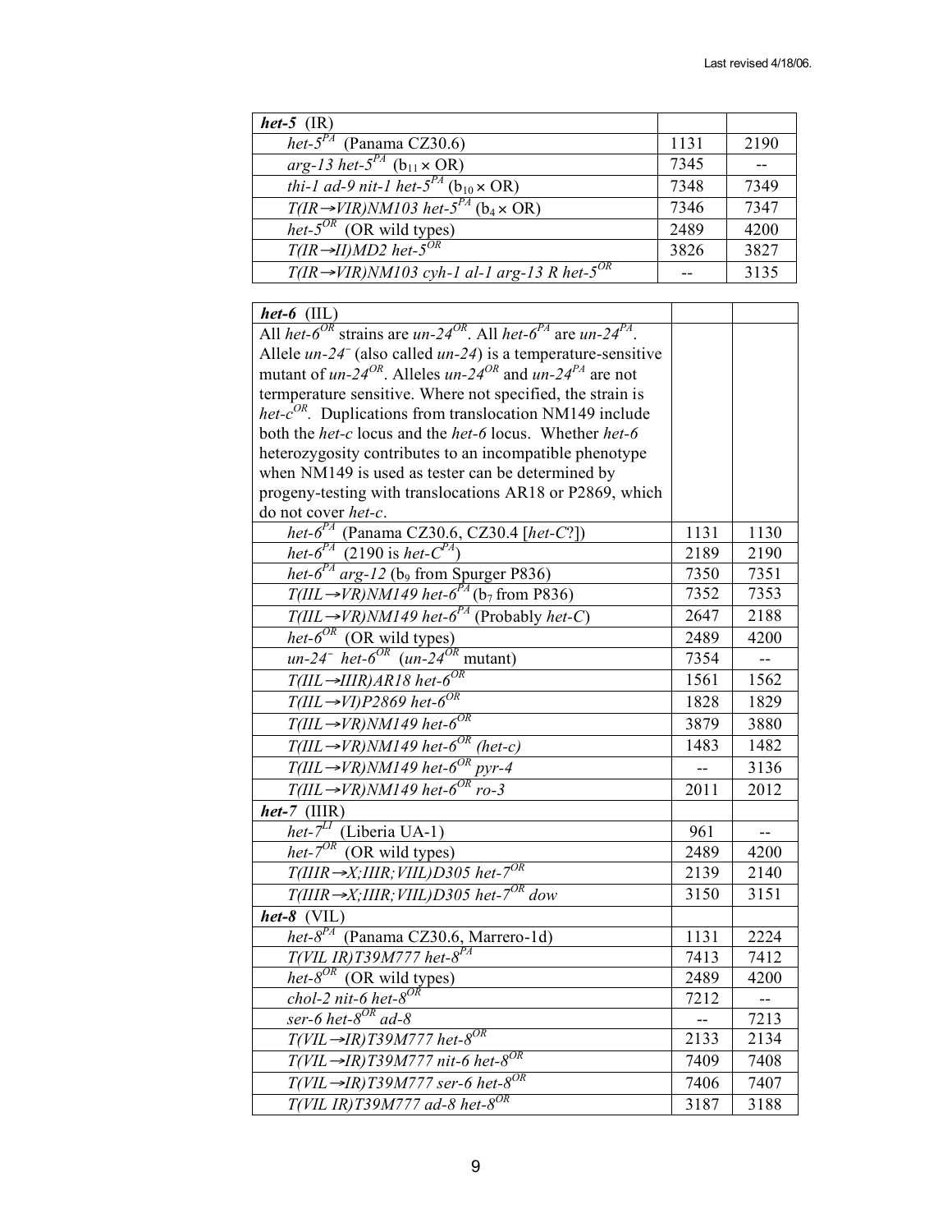| ***het-5*** (IR) | | |
|---|---|---|
| *het-5*$^{PA}$ (Panama CZ30.6) | 1131 | 2190 |
| *arg-13 het-5*$^{PA}$ ($b_{11}$ × OR) | 7345 | -- |
| *thi-1 ad-9 nit-1 het-5*$^{PA}$ ($b_{10}$ × OR) | 7348 | 7349 |
| *T(IR→VIR)NM103 het-5*$^{PA}$ ($b_4$ × OR) | 7346 | 7347 |
| *het-5*$^{OR}$ (OR wild types) | 2489 | 4200 |
| *T(IR→II)MD2 het-5*$^{OR}$ | 3826 | 3827 |
| *T(IR→VIR)NM103 cyh-1 al-1 arg-13 R het-5*$^{OR}$ | -- | 3135 |

| ***het-6*** (IIL) | | |
|---|---|---|
| All *het-6*$^{OR}$ strains are *un-24*$^{OR}$. All *het-6*$^{PA}$ are *un-24*$^{PA}$. Allele *un-24*$^{-}$ (also called *un-24*) is a temperature-sensitive mutant of *un-24*$^{OR}$. Alleles *un-24*$^{OR}$ and *un-24*$^{PA}$ are not termperature sensitive. Where not specified, the strain is *het-c*$^{OR}$. Duplications from translocation NM149 include both the *het-c* locus and the *het-6* locus. Whether *het-6* heterozygosity contributes to an incompatible phenotype when NM149 is used as tester can be determined by progeny-testing with translocations AR18 or P2869, which do not cover *het-c*. | | |
| *het-6*$^{PA}$ (Panama CZ30.6, CZ30.4 [*het-C*?]) | 1131 | 1130 |
| *het-6*$^{PA}$ (2190 is *het-C*$^{PA}$) | 2189 | 2190 |
| *het-6*$^{PA}$ *arg-12* ($b_9$ from Spurger P836) | 7350 | 7351 |
| *T(IIL→VR)NM149 het-6*$^{PA}$ ($b_7$ from P836) | 7352 | 7353 |
| *T(IIL→VR)NM149 het-6*$^{PA}$ (Probably *het-C*) | 2647 | 2188 |
| *het-6*$^{OR}$ (OR wild types) | 2489 | 4200 |
| *un-24*$^{-}$ *het-6*$^{OR}$ (*un-24*$^{OR}$ mutant) | 7354 | -- |
| *T(IIL→IIIR)AR18 het-6*$^{OR}$ | 1561 | 1562 |
| *T(IIL→VI)P2869 het-6*$^{OR}$ | 1828 | 1829 |
| *T(IIL→VR)NM149 het-6*$^{OR}$ | 3879 | 3880 |
| *T(IIL→VR)NM149 het-6*$^{OR}$ *(het-c)* | 1483 | 1482 |
| *T(IIL→VR)NM149 het-6*$^{OR}$ *pyr-4* | -- | 3136 |
| *T(IIL→VR)NM149 het-6*$^{OR}$ *ro-3* | 2011 | 2012 |
| ***het-7*** (IIIR) | | |
| *het-7*$^{LI}$ (Liberia UA-1) | 961 | -- |
| *het-7*$^{OR}$ (OR wild types) | 2489 | 4200 |
| *T(IIIR→X;IIIR;VIIL)D305 het-7*$^{OR}$ | 2139 | 2140 |
| *T(IIIR→X;IIIR;VIIL)D305 het-7*$^{OR}$ *dow* | 3150 | 3151 |
| ***het-8*** (VIL) | | |
| *het-8*$^{PA}$ (Panama CZ30.6, Marrero-1d) | 1131 | 2224 |
| *T(VIL IR)T39M777 het-8*$^{PA}$ | 7413 | 7412 |
| *het-8*$^{OR}$ (OR wild types) | 2489 | 4200 |
| *chol-2 nit-6 het-8*$^{OR}$ | 7212 | -- |
| *ser-6 het-8*$^{OR}$ *ad-8* | -- | 7213 |
| *T(VIL→IR)T39M777 het-8*$^{OR}$ | 2133 | 2134 |
| *T(VIL→IR)T39M777 nit-6 het-8*$^{OR}$ | 7409 | 7408 |
| *T(VIL→IR)T39M777 ser-6 het-8*$^{OR}$ | 7406 | 7407 |
| *T(VIL IR)T39M777 ad-8 het-8*$^{OR}$ | 3187 | 3188 |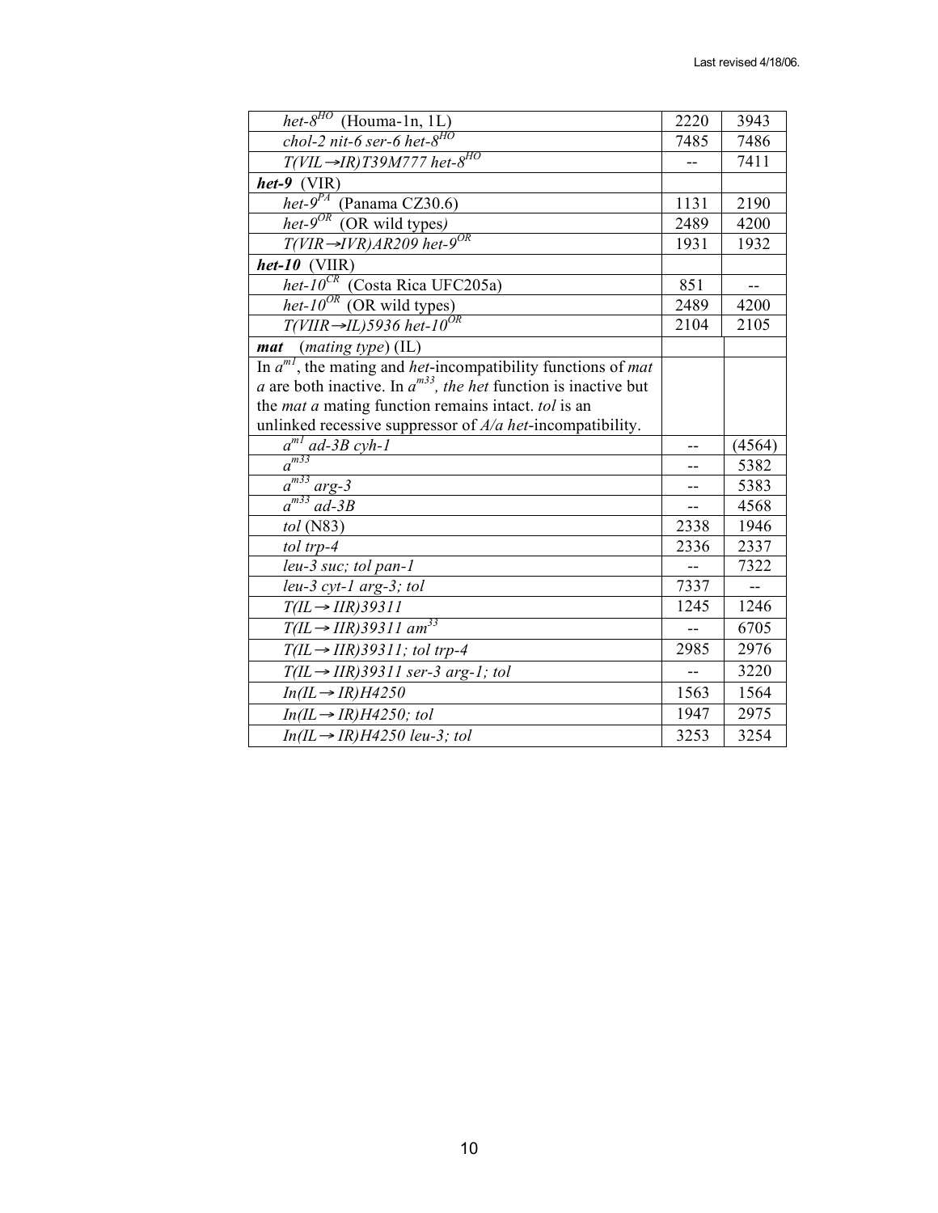| | | |
|---|---|---|
| *het-8*$^{HO}$ (Houma-1n, 1L) | 2220 | 3943 |
| *chol-2 nit-6 ser-6 het-8*$^{HO}$ | 7485 | 7486 |
| *T(VIL→IR)T39M777 het-8*$^{HO}$ | -- | 7411 |
| ***het-9*** (VIR) | | |
| *het-9*$^{PA}$ (Panama CZ30.6) | 1131 | 2190 |
| *het-9*$^{OR}$ (OR wild types*)* | 2489 | 4200 |
| *T(VIR→IVR)AR209 het-9*$^{OR}$ | 1931 | 1932 |
| ***het-10*** (VIIR) | | |
| *het-10*$^{CR}$ (Costa Rica UFC205a) | 851 | -- |
| *het-10*$^{OR}$ (OR wild types) | 2489 | 4200 |
| *T(VIIR→IL)5936 het-10*$^{OR}$ | 2104 | 2105 |
| ***mat*** (*mating type*) (IL) | | |
| In $a^{m1}$, the mating and *het*-incompatibility functions of *mat a* are both inactive. In $a^{m33}$, *the het* function is inactive but the *mat a* mating function remains intact. *tol* is an unlinked recessive suppressor of *A/a het*-incompatibility. | | |
| $a^{m1}$ *ad-3B cyh-1* | -- | (4564) |
| $a^{m33}$ | -- | 5382 |
| $a^{m33}$ *arg-3* | -- | 5383 |
| $a^{m33}$ *ad-3B* | -- | 4568 |
| *tol* (N83) | 2338 | 1946 |
| *tol trp-4* | 2336 | 2337 |
| *leu-3 suc; tol pan-1* | -- | 7322 |
| *leu-3 cyt-1 arg-3; tol* | 7337 | -- |
| *T(IL→ IIR)39311* | 1245 | 1246 |
| *T(IL→ IIR)39311 am*$^{33}$ | -- | 6705 |
| *T(IL→ IIR)39311; tol trp-4* | 2985 | 2976 |
| *T(IL→ IIR)39311 ser-3 arg-1; tol* | -- | 3220 |
| *In(IL→ IR)H4250* | 1563 | 1564 |
| *In(IL→ IR)H4250; tol* | 1947 | 2975 |
| *In(IL→ IR)H4250 leu-3; tol* | 3253 | 3254 |